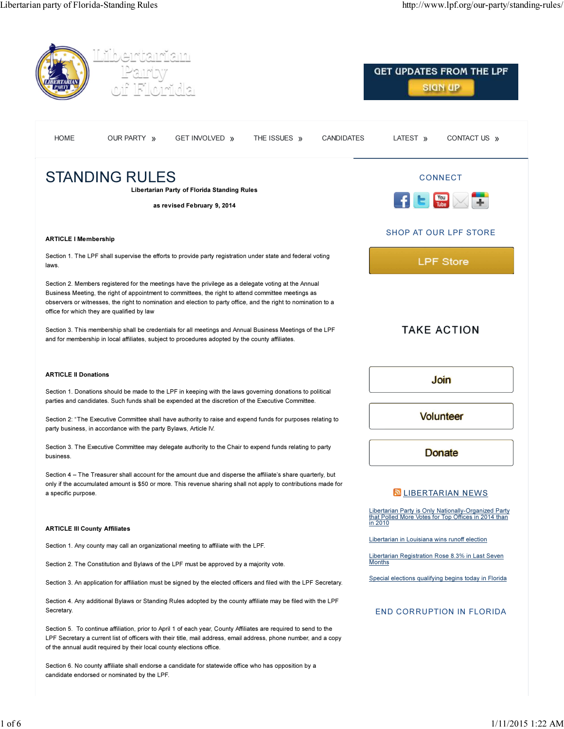# STANDING RULES

**Libertarian Party of Florida Standing Rules**

**as revised February 9, 2014**

**ARTICLE I Membership**

Section 1. The LPF shall supervise the efforts to provide party registration under state and federal voting laws.

Section 2. Members registered for the meetings have the privilege as a delegate voting at the Annual Business Meeting, the right of appointment to committees, the right to attend committee meetings as observers or witnesses, the right to nomination and election to party office, and the right to nomination to a office for which they are qualified by law

Section 3. This membership shall be credentials for all meetings and Annual Business Meetings of the LPF and for membership in local affiliates, subject to procedures adopted by the county affiliates.

**ARTICLE II Donations**

Section 1. Donations should be made to the LPF in keeping with the laws governing donations to political parties and candidates. Such funds shall be expended at the discretion of the Executive Committee.

Section 2: "The Executive Committee shall have authority to raise and expend funds for purposes relating to party business, in accordance with the party Bylaws, Article IV.

Section 3. The Executive Committee may delegate authority to the Chair to expend funds relating to party business.

Section 4 – The Treasurer shall account for the amount due and disperse the affiliate's share quarterly, but only if the accumulated amount is $50 or more. This revenue sharing shall not apply to contributions made for a specific purpose.

**ARTICLE III County Affiliates**

Section 1. Any county may call an organizational meeting to affiliate with the LPF.

Section 2. The Constitution and Bylaws of the LPF must be approved by a majority vote.

Section 3. An application for affiliation must be signed by the elected officers and filed with the LPF Secretary.

Section 4. Any additional Bylaws or Standing Rules adopted by the county affiliate may be filed with the LPF Secretary.

Section 5. To continue affiliation, prior to April 1 of each year, County Affiliates are required to send to the LPF Secretary a current list of officers with their title, mail address, email address, phone number, and a copy of the annual audit required by their local county elections office.

Section 6. No county affiliate shall endorse a candidate for statewide office who has opposition by a candidate endorsed or nominated by the LPF.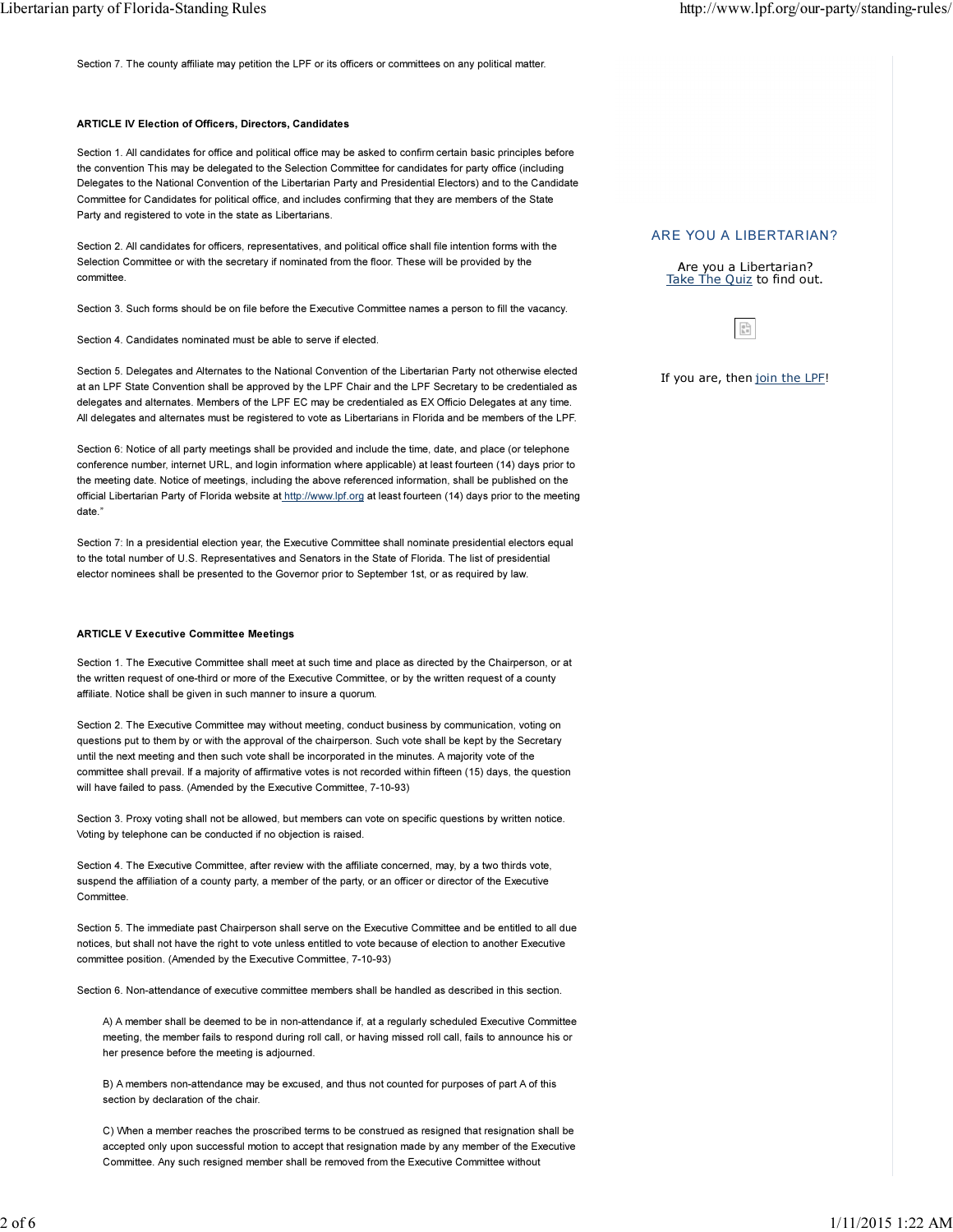Section 7. The county affiliate may petition the LPF or its officers or committees on any political matter.

**ARTICLE IV Election of Officers, Directors, Candidates**

Section 1. All candidates for office and political office may be asked to confirm certain basic principles before the convention This may be delegated to the Selection Committee for candidates for party office (including Delegates to the National Convention of the Libertarian Party and Presidential Electors) and to the Candidate Committee for Candidates for political office, and includes confirming that they are members of the State Party and registered to vote in the state as Libertarians.

Section 2. All candidates for officers, representatives, and political office shall file intention forms with the Selection Committee or with the secretary if nominated from the floor. These will be provided by the committee.

Section 3. Such forms should be on file before the Executive Committee names a person to fill the vacancy.

Section 4. Candidates nominated must be able to serve if elected.

Section 5. Delegates and Alternates to the National Convention of the Libertarian Party not otherwise elected at an LPF State Convention shall be approved by the LPF Chair and the LPF Secretary to be credentialed as delegates and alternates. Members of the LPF EC may be credentialed as EX Officio Delegates at any time. All delegates and alternates must be registered to vote as Libertarians in Florida and be members of the LPF.

Section 6: Notice of all party meetings shall be provided and include the time, date, and place (or telephone conference number, internet URL, and login information where applicable) at least fourteen (14) days prior to the meeting date. Notice of meetings, including the above referenced information, shall be published on the official Libertarian Party of Florida website at http://www.lpf.org at least fourteen (14) days prior to the meeting date."

Section 7: In a presidential election year, the Executive Committee shall nominate presidential electors equal to the total number of U.S. Representatives and Senators in the State of Florida. The list of presidential elector nominees shall be presented to the Governor prior to September 1st, or as required by law.

**ARTICLE V Executive Committee Meetings**

Section 1. The Executive Committee shall meet at such time and place as directed by the Chairperson, or at the written request of one-third or more of the Executive Committee, or by the written request of a county affiliate. Notice shall be given in such manner to insure a quorum.

Section 2. The Executive Committee may without meeting, conduct business by communication, voting on questions put to them by or with the approval of the chairperson. Such vote shall be kept by the Secretary until the next meeting and then such vote shall be incorporated in the minutes. A majority vote of the committee shall prevail. If a majority of affirmative votes is not recorded within fifteen (15) days, the question will have failed to pass. (Amended by the Executive Committee, 7-10-93)

Section 3. Proxy voting shall not be allowed, but members can vote on specific questions by written notice. Voting by telephone can be conducted if no objection is raised.

Section 4. The Executive Committee, after review with the affiliate concerned, may, by a two thirds vote, suspend the affiliation of a county party, a member of the party, or an officer or director of the Executive Committee.

Section 5. The immediate past Chairperson shall serve on the Executive Committee and be entitled to all due notices, but shall not have the right to vote unless entitled to vote because of election to another Executive committee position. (Amended by the Executive Committee, 7-10-93)

Section 6. Non-attendance of executive committee members shall be handled as described in this section.

A) A member shall be deemed to be in non-attendance if, at a regularly scheduled Executive Committee meeting, the member fails to respond during roll call, or having missed roll call, fails to announce his or her presence before the meeting is adjourned.

B) A members non-attendance may be excused, and thus not counted for purposes of part A of this section by declaration of the chair.

C) When a member reaches the proscribed terms to be construed as resigned that resignation shall be accepted only upon successful motion to accept that resignation made by any member of the Executive Committee. Any such resigned member shall be removed from the Executive Committee without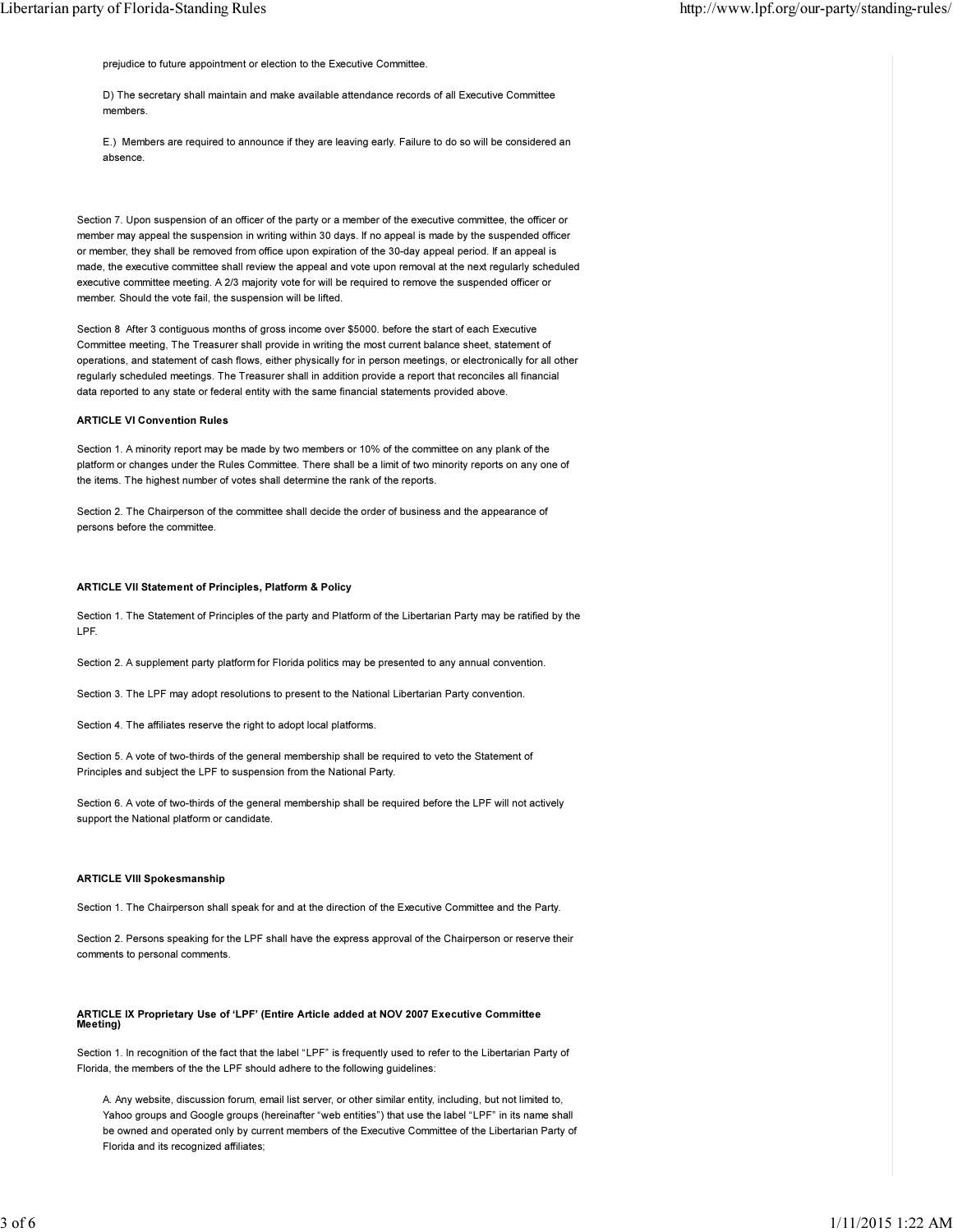prejudice to future appointment or election to the Executive Committee.

D) The secretary shall maintain and make available attendance records of all Executive Committee members.

E.) Members are required to announce if they are leaving early. Failure to do so will be considered an absence.

Section 7. Upon suspension of an officer of the party or a member of the executive committee, the officer or member may appeal the suspension in writing within 30 days. If no appeal is made by the suspended officer or member, they shall be removed from office upon expiration of the 30-day appeal period. If an appeal is made, the executive committee shall review the appeal and vote upon removal at the next regularly scheduled executive committee meeting. A 2/3 majority vote for will be required to remove the suspended officer or member. Should the vote fail, the suspension will be lifted.

Section 8 After 3 contiguous months of gross income over $5000. before the start of each Executive Committee meeting, The Treasurer shall provide in writing the most current balance sheet, statement of operations, and statement of cash flows, either physically for in person meetings, or electronically for all other regularly scheduled meetings. The Treasurer shall in addition provide a report that reconciles all financial data reported to any state or federal entity with the same financial statements provided above.

**ARTICLE VI Convention Rules**

Section 1. A minority report may be made by two members or 10% of the committee on any plank of the platform or changes under the Rules Committee. There shall be a limit of two minority reports on any one of the items. The highest number of votes shall determine the rank of the reports.

Section 2. The Chairperson of the committee shall decide the order of business and the appearance of persons before the committee.

**ARTICLE VII Statement of Principles, Platform & Policy**

Section 1. The Statement of Principles of the party and Platform of the Libertarian Party may be ratified by the LPF.

Section 2. A supplement party platform for Florida politics may be presented to any annual convention.

Section 3. The LPF may adopt resolutions to present to the National Libertarian Party convention.

Section 4. The affiliates reserve the right to adopt local platforms.

Section 5. A vote of two-thirds of the general membership shall be required to veto the Statement of Principles and subject the LPF to suspension from the National Party.

Section 6. A vote of two-thirds of the general membership shall be required before the LPF will not actively support the National platform or candidate.

**ARTICLE VIII Spokesmanship**

Section 1. The Chairperson shall speak for and at the direction of the Executive Committee and the Party.

Section 2. Persons speaking for the LPF shall have the express approval of the Chairperson or reserve their comments to personal comments.

**ARTICLE IX Proprietary Use of 'LPF' (Entire Article added at NOV 2007 Executive Committee Meeting)**

Section 1. In recognition of the fact that the label "LPF" is frequently used to refer to the Libertarian Party of Florida, the members of the the LPF should adhere to the following guidelines:

A. Any website, discussion forum, email list server, or other similar entity, including, but not limited to, Yahoo groups and Google groups (hereinafter "web entities") that use the label "LPF" in its name shall be owned and operated only by current members of the Executive Committee of the Libertarian Party of Florida and its recognized affiliates;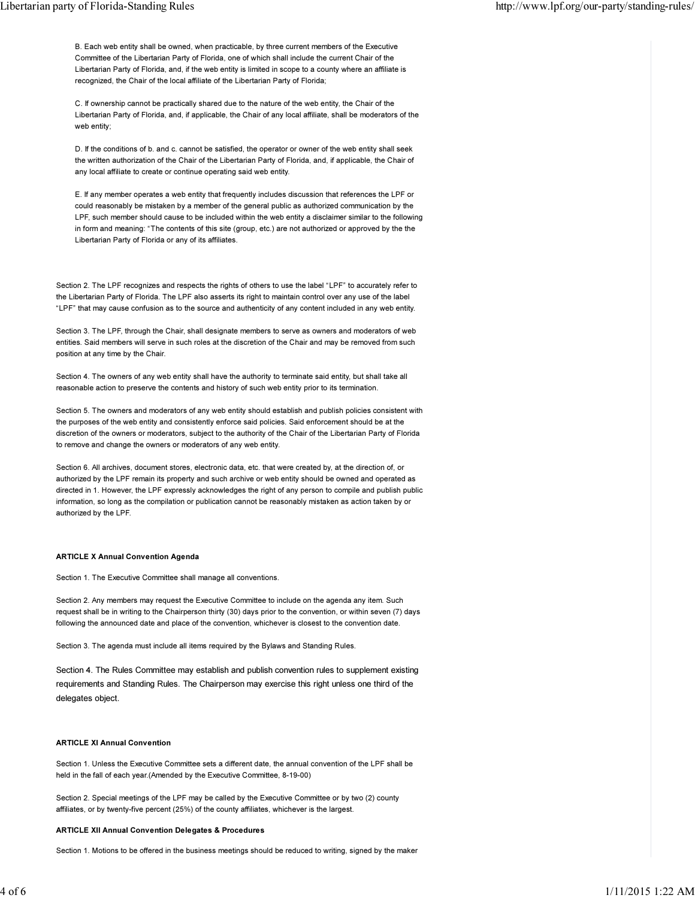B. Each web entity shall be owned, when practicable, by three current members of the Executive Committee of the Libertarian Party of Florida, one of which shall include the current Chair of the Libertarian Party of Florida, and, if the web entity is limited in scope to a county where an affiliate is recognized, the Chair of the local affiliate of the Libertarian Party of Florida;

C. If ownership cannot be practically shared due to the nature of the web entity, the Chair of the Libertarian Party of Florida, and, if applicable, the Chair of any local affiliate, shall be moderators of the web entity;

D. If the conditions of b. and c. cannot be satisfied, the operator or owner of the web entity shall seek the written authorization of the Chair of the Libertarian Party of Florida, and, if applicable, the Chair of any local affiliate to create or continue operating said web entity.

E. If any member operates a web entity that frequently includes discussion that references the LPF or could reasonably be mistaken by a member of the general public as authorized communication by the LPF, such member should cause to be included within the web entity a disclaimer similar to the following in form and meaning: "The contents of this site (group, etc.) are not authorized or approved by the the Libertarian Party of Florida or any of its affiliates.

Section 2. The LPF recognizes and respects the rights of others to use the label "LPF" to accurately refer to the Libertarian Party of Florida. The LPF also asserts its right to maintain control over any use of the label "LPF" that may cause confusion as to the source and authenticity of any content included in any web entity.

Section 3. The LPF, through the Chair, shall designate members to serve as owners and moderators of web entities. Said members will serve in such roles at the discretion of the Chair and may be removed from such position at any time by the Chair.

Section 4. The owners of any web entity shall have the authority to terminate said entity, but shall take all reasonable action to preserve the contents and history of such web entity prior to its termination.

Section 5. The owners and moderators of any web entity should establish and publish policies consistent with the purposes of the web entity and consistently enforce said policies. Said enforcement should be at the discretion of the owners or moderators, subject to the authority of the Chair of the Libertarian Party of Florida to remove and change the owners or moderators of any web entity.

Section 6. All archives, document stores, electronic data, etc. that were created by, at the direction of, or authorized by the LPF remain its property and such archive or web entity should be owned and operated as directed in 1. However, the LPF expressly acknowledges the right of any person to compile and publish public information, so long as the compilation or publication cannot be reasonably mistaken as action taken by or authorized by the LPF.

**ARTICLE X Annual Convention Agenda**

Section 1. The Executive Committee shall manage all conventions.

Section 2. Any members may request the Executive Committee to include on the agenda any item. Such request shall be in writing to the Chairperson thirty (30) days prior to the convention, or within seven (7) days following the announced date and place of the convention, whichever is closest to the convention date.

Section 3. The agenda must include all items required by the Bylaws and Standing Rules.

Section 4. The Rules Committee may establish and publish convention rules to supplement existing requirements and Standing Rules. The Chairperson may exercise this right unless one third of the delegates object.

**ARTICLE XI Annual Convention**

Section 1. Unless the Executive Committee sets a different date, the annual convention of the LPF shall be held in the fall of each year.(Amended by the Executive Committee, 8-19-00)

Section 2. Special meetings of the LPF may be called by the Executive Committee or by two (2) county affiliates, or by twenty-five percent (25%) of the county affiliates, whichever is the largest.

**ARTICLE XII Annual Convention Delegates & Procedures**

Section 1. Motions to be offered in the business meetings should be reduced to writing, signed by the maker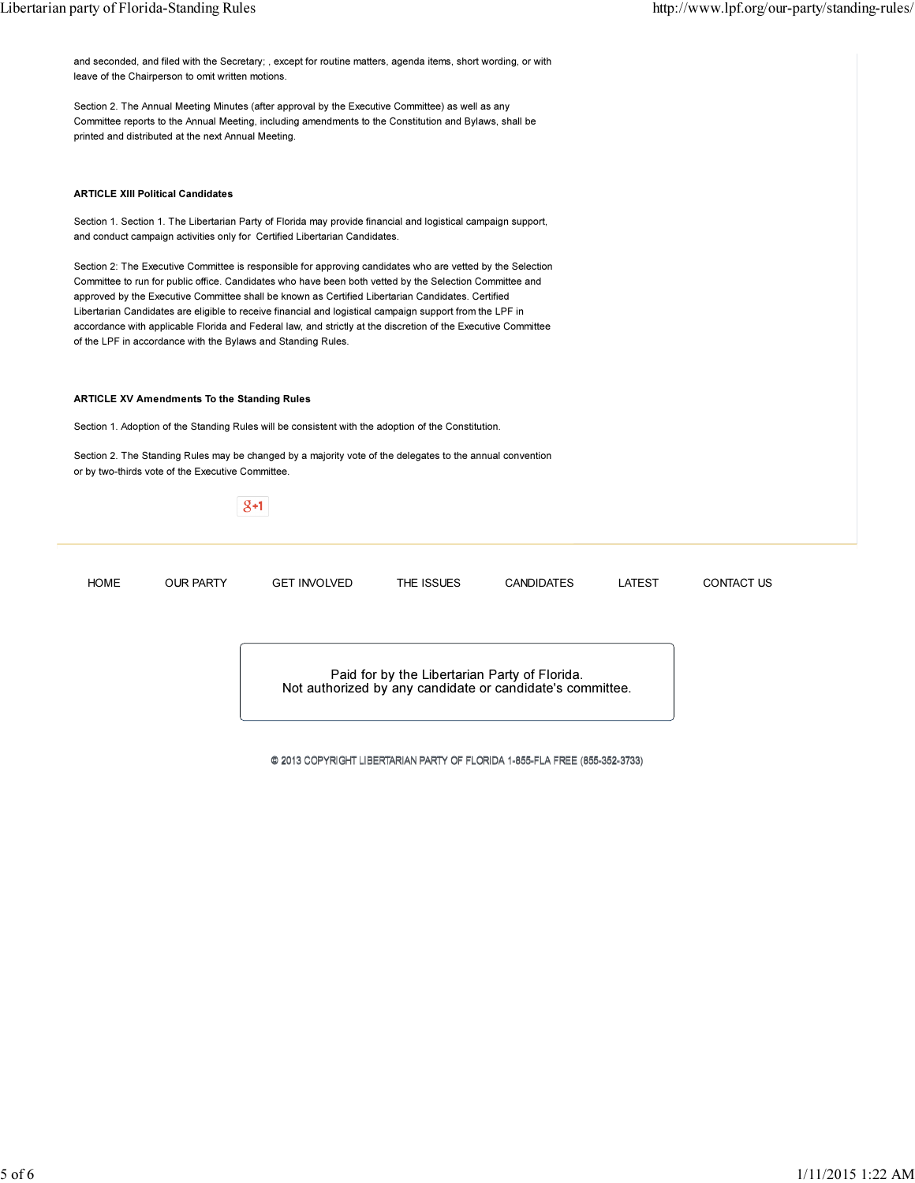and seconded, and filed with the Secretary; , except for routine matters, agenda items, short wording, or with leave of the Chairperson to omit written motions.

Section 2. The Annual Meeting Minutes (after approval by the Executive Committee) as well as any Committee reports to the Annual Meeting, including amendments to the Constitution and Bylaws, shall be printed and distributed at the next Annual Meeting.

**ARTICLE XIII Political Candidates**

Section 1. Section 1. The Libertarian Party of Florida may provide financial and logistical campaign support, and conduct campaign activities only for Certified Libertarian Candidates.

Section 2: The Executive Committee is responsible for approving candidates who are vetted by the Selection Committee to run for public office. Candidates who have been both vetted by the Selection Committee and approved by the Executive Committee shall be known as Certified Libertarian Candidates. Certified Libertarian Candidates are eligible to receive financial and logistical campaign support from the LPF in accordance with applicable Florida and Federal law, and strictly at the discretion of the Executive Committee of the LPF in accordance with the Bylaws and Standing Rules.

**ARTICLE XV Amendments To the Standing Rules**

Section 1. Adoption of the Standing Rules will be consistent with the adoption of the Constitution.

Section 2. The Standing Rules may be changed by a majority vote of the delegates to the annual convention or by two-thirds vote of the Executive Committee.

HOME OUR PARTY GET INVOLVED THE ISSUES CANDIDATES LATEST CONTACT US

Paid for by the Libertarian Party of Florida.
Not authorized by any candidate or candidate's committee.

© 2013 COPYRIGHT LIBERTARIAN PARTY OF FLORIDA 1-855-FLA FREE (855-352-3733)